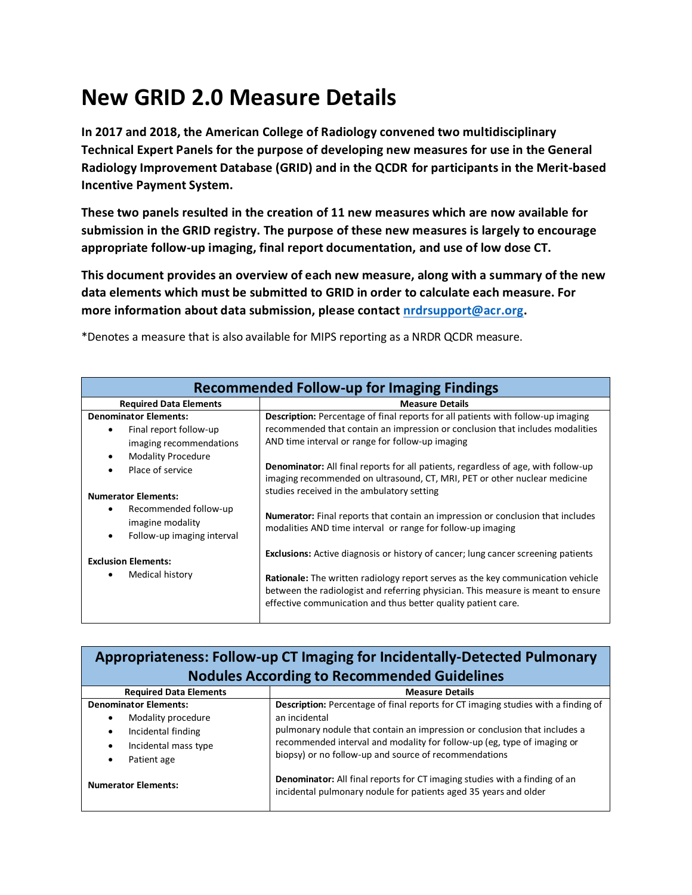# New GRID 2.0 Measure Details

**In 2017 and 2018, the American College of Radiology convened two multidisciplinary Technical Expert Panels for the purpose of developing new measures for use in the General Radiology Improvement Database (GRID) and in the QCDR for participants in the Merit-based Incentive Payment System.**

**These two panels resulted in the creation of 11 new measures which are now available for submission in the GRID registry. The purpose of these new measures is largely to encourage appropriate follow-up imaging, final report documentation, and use of low dose CT.**

**This document provides an overview of each new measure, along with a summary of the new data elements which must be submitted to GRID in order to calculate each measure. For more information about data submission, please contact [nrdrsupport@acr.org](mailto:nrdrsupport@acr.org).**

*Denotes a measure that is also available for MIPS reporting as a NRDR QCDR measure.

| Recommended Follow-up for Imaging Findings | |
|---|---|
| **Required Data Elements** | **Measure Details** |
| **Denominator Elements:**<br>• Final report follow-up imaging recommendations<br>• Modality Procedure<br>• Place of service<br><br>**Numerator Elements:**<br>• Recommended follow-up imagine modality<br>• Follow-up imaging interval<br><br>**Exclusion Elements:**<br>• Medical history | **Description:** Percentage of final reports for all patients with follow-up imaging recommended that contain an impression or conclusion that includes modalities AND time interval or range for follow-up imaging<br><br>**Denominator:** All final reports for all patients, regardless of age, with follow-up imaging recommended on ultrasound, CT, MRI, PET or other nuclear medicine studies received in the ambulatory setting<br><br>**Numerator:** Final reports that contain an impression or conclusion that includes modalities AND time interval or range for follow-up imaging<br><br>**Exclusions:** Active diagnosis or history of cancer; lung cancer screening patients<br><br>**Rationale:** The written radiology report serves as the key communication vehicle between the radiologist and referring physician. This measure is meant to ensure effective communication and thus better quality patient care. |

| Appropriateness: Follow-up CT Imaging for Incidentally-Detected Pulmonary Nodules According to Recommended Guidelines | |
|---|---|
| **Required Data Elements** | **Measure Details** |
| **Denominator Elements:**<br>• Modality procedure<br>• Incidental finding<br>• Incidental mass type<br>• Patient age<br><br>**Numerator Elements:** | **Description:** Percentage of final reports for CT imaging studies with a finding of an incidental pulmonary nodule that contain an impression or conclusion that includes a recommended interval and modality for follow-up (eg, type of imaging or biopsy) or no follow-up and source of recommendations<br><br>**Denominator:** All final reports for CT imaging studies with a finding of an incidental pulmonary nodule for patients aged 35 years and older |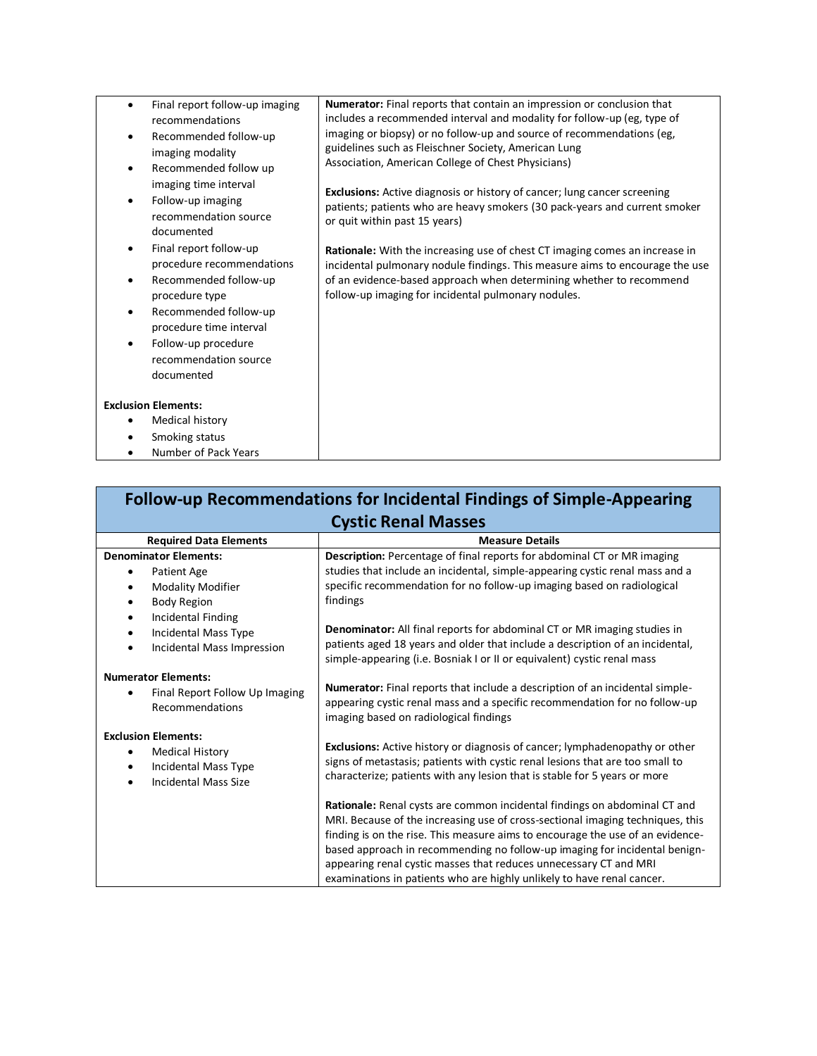| | |
|---|---|
| • Final report follow-up imaging recommendations<br>• Recommended follow-up imaging modality<br>• Recommended follow up imaging time interval<br>• Follow-up imaging recommendation source documented<br>• Final report follow-up procedure recommendations<br>• Recommended follow-up procedure type<br>• Recommended follow-up procedure time interval<br>• Follow-up procedure recommendation source documented<br><br>**Exclusion Elements:**<br>• Medical history<br>• Smoking status<br>• Number of Pack Years | **Numerator:** Final reports that contain an impression or conclusion that includes a recommended interval and modality for follow-up (eg, type of imaging or biopsy) or no follow-up and source of recommendations (eg, guidelines such as Fleischner Society, American Lung Association, American College of Chest Physicians)<br><br>**Exclusions:** Active diagnosis or history of cancer; lung cancer screening patients; patients who are heavy smokers (30 pack-years and current smoker or quit within past 15 years)<br><br>**Rationale:** With the increasing use of chest CT imaging comes an increase in incidental pulmonary nodule findings. This measure aims to encourage the use of an evidence-based approach when determining whether to recommend follow-up imaging for incidental pulmonary nodules. |

## Follow-up Recommendations for Incidental Findings of Simple-Appearing Cystic Renal Masses

| Required Data Elements | Measure Details |
|---|---|
| **Denominator Elements:**<br>• Patient Age<br>• Modality Modifier<br>• Body Region<br>• Incidental Finding<br>• Incidental Mass Type<br>• Incidental Mass Impression<br><br>**Numerator Elements:**<br>• Final Report Follow Up Imaging Recommendations<br><br>**Exclusion Elements:**<br>• Medical History<br>• Incidental Mass Type<br>• Incidental Mass Size | **Description:** Percentage of final reports for abdominal CT or MR imaging studies that include an incidental, simple-appearing cystic renal mass and a specific recommendation for no follow-up imaging based on radiological findings<br><br>**Denominator:** All final reports for abdominal CT or MR imaging studies in patients aged 18 years and older that include a description of an incidental, simple-appearing (i.e. Bosniak I or II or equivalent) cystic renal mass<br><br>**Numerator:** Final reports that include a description of an incidental simple-appearing cystic renal mass and a specific recommendation for no follow-up imaging based on radiological findings<br><br>**Exclusions:** Active history or diagnosis of cancer; lymphadenopathy or other signs of metastasis; patients with cystic renal lesions that are too small to characterize; patients with any lesion that is stable for 5 years or more<br><br>**Rationale:** Renal cysts are common incidental findings on abdominal CT and MRI. Because of the increasing use of cross-sectional imaging techniques, this finding is on the rise. This measure aims to encourage the use of an evidence-based approach in recommending no follow-up imaging for incidental benign-appearing renal cystic masses that reduces unnecessary CT and MRI examinations in patients who are highly unlikely to have renal cancer. |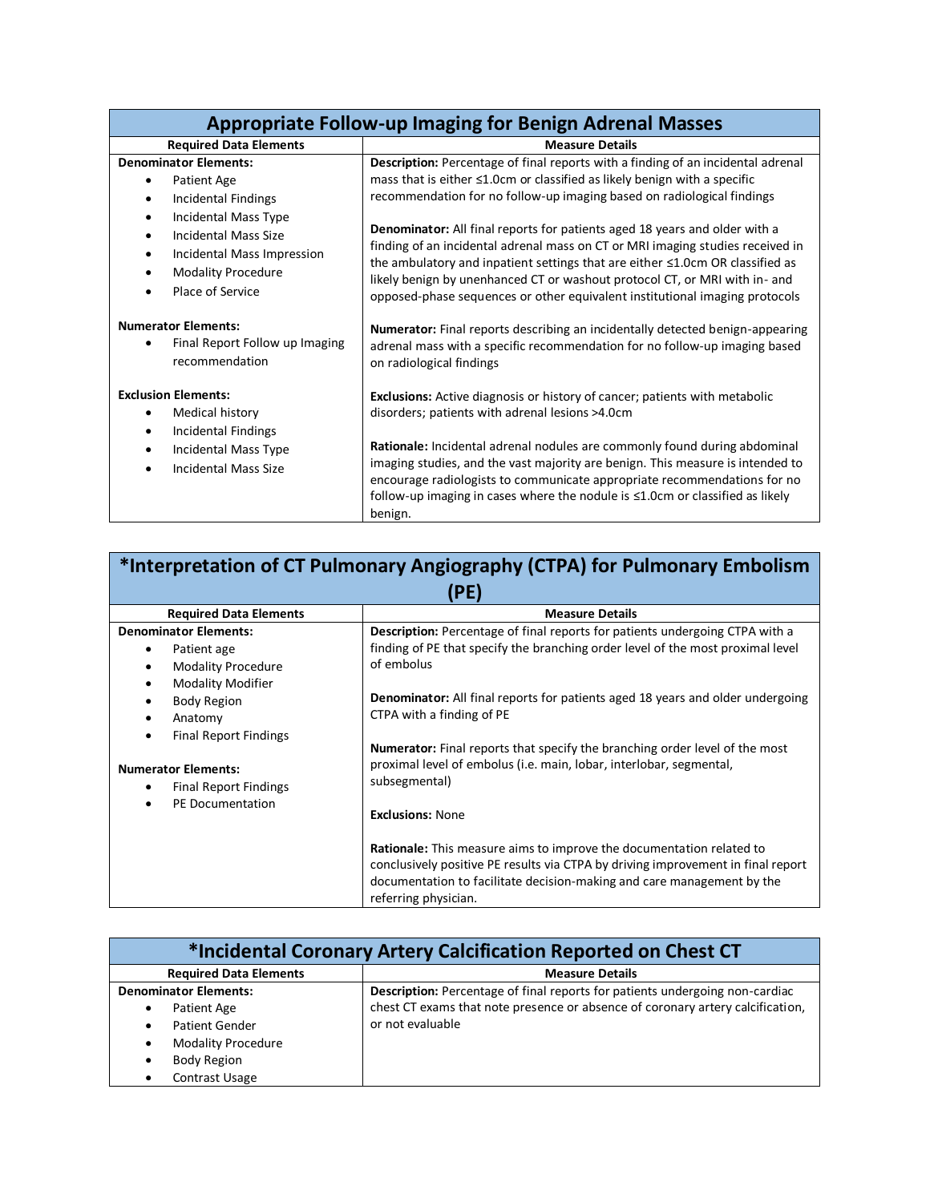## Appropriate Follow-up Imaging for Benign Adrenal Masses

| Required Data Elements | Measure Details |
|---|---|
| **Denominator Elements:**<br>• Patient Age<br>• Incidental Findings<br>• Incidental Mass Type<br>• Incidental Mass Size<br>• Incidental Mass Impression<br>• Modality Procedure<br>• Place of Service | **Description:** Percentage of final reports with a finding of an incidental adrenal mass that is either ≤1.0cm or classified as likely benign with a specific recommendation for no follow-up imaging based on radiological findings<br><br>**Denominator:** All final reports for patients aged 18 years and older with a finding of an incidental adrenal mass on CT or MRI imaging studies received in the ambulatory and inpatient settings that are either ≤1.0cm OR classified as likely benign by unenhanced CT or washout protocol CT, or MRI with in- and opposed-phase sequences or other equivalent institutional imaging protocols |
| **Numerator Elements:**<br>• Final Report Follow up Imaging recommendation | **Numerator:** Final reports describing an incidentally detected benign-appearing adrenal mass with a specific recommendation for no follow-up imaging based on radiological findings |
| **Exclusion Elements:**<br>• Medical history<br>• Incidental Findings<br>• Incidental Mass Type<br>• Incidental Mass Size | **Exclusions:** Active diagnosis or history of cancer; patients with metabolic disorders; patients with adrenal lesions >4.0cm<br><br>**Rationale:** Incidental adrenal nodules are commonly found during abdominal imaging studies, and the vast majority are benign. This measure is intended to encourage radiologists to communicate appropriate recommendations for no follow-up imaging in cases where the nodule is ≤1.0cm or classified as likely benign. |

## *Interpretation of CT Pulmonary Angiography (CTPA) for Pulmonary Embolism (PE)

| Required Data Elements | Measure Details |
|---|---|
| **Denominator Elements:**<br>• Patient age<br>• Modality Procedure<br>• Modality Modifier<br>• Body Region<br>• Anatomy<br>• Final Report Findings | **Description:** Percentage of final reports for patients undergoing CTPA with a finding of PE that specify the branching order level of the most proximal level of embolus<br><br>**Denominator:** All final reports for patients aged 18 years and older undergoing CTPA with a finding of PE |
| **Numerator Elements:**<br>• Final Report Findings<br>• PE Documentation | **Numerator:** Final reports that specify the branching order level of the most proximal level of embolus (i.e. main, lobar, interlobar, segmental, subsegmental)<br><br>**Exclusions:** None<br><br>**Rationale:** This measure aims to improve the documentation related to conclusively positive PE results via CTPA by driving improvement in final report documentation to facilitate decision-making and care management by the referring physician. |

## *Incidental Coronary Artery Calcification Reported on Chest CT

| Required Data Elements | Measure Details |
|---|---|
| **Denominator Elements:**<br>• Patient Age<br>• Patient Gender<br>• Modality Procedure<br>• Body Region<br>• Contrast Usage | **Description:** Percentage of final reports for patients undergoing non-cardiac chest CT exams that note presence or absence of coronary artery calcification, or not evaluable |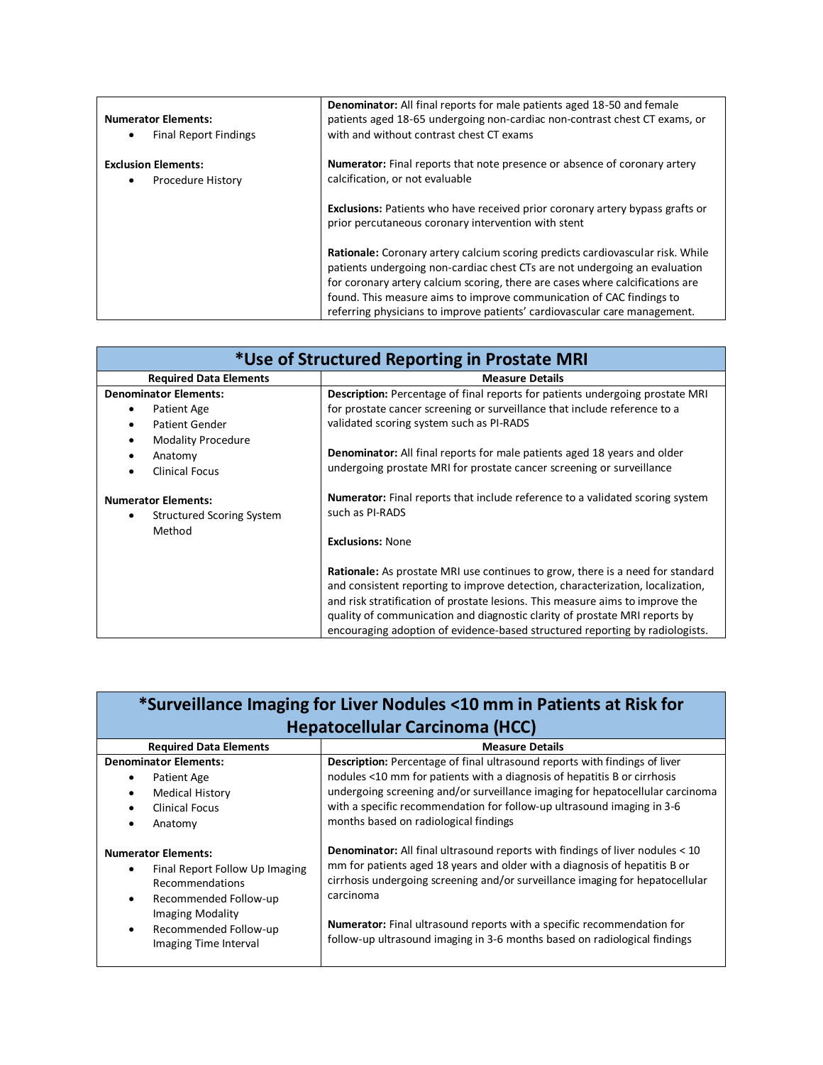| | |
|---|---|
| **Numerator Elements:**<br>• Final Report Findings<br><br>**Exclusion Elements:**<br>• Procedure History | **Denominator:** All final reports for male patients aged 18-50 and female patients aged 18-65 undergoing non-cardiac non-contrast chest CT exams, or with and without contrast chest CT exams<br><br>**Numerator:** Final reports that note presence or absence of coronary artery calcification, or not evaluable<br><br>**Exclusions:** Patients who have received prior coronary artery bypass grafts or prior percutaneous coronary intervention with stent<br><br>**Rationale:** Coronary artery calcium scoring predicts cardiovascular risk. While patients undergoing non-cardiac chest CTs are not undergoing an evaluation for coronary artery calcium scoring, there are cases where calcifications are found. This measure aims to improve communication of CAC findings to referring physicians to improve patients' cardiovascular care management. |

## *Use of Structured Reporting in Prostate MRI

| Required Data Elements | Measure Details |
|---|---|
| **Denominator Elements:**<br>• Patient Age<br>• Patient Gender<br>• Modality Procedure<br>• Anatomy<br>• Clinical Focus<br><br>**Numerator Elements:**<br>• Structured Scoring System Method | **Description:** Percentage of final reports for patients undergoing prostate MRI for prostate cancer screening or surveillance that include reference to a validated scoring system such as PI-RADS<br><br>**Denominator:** All final reports for male patients aged 18 years and older undergoing prostate MRI for prostate cancer screening or surveillance<br><br>**Numerator:** Final reports that include reference to a validated scoring system such as PI-RADS<br><br>**Exclusions:** None<br><br>**Rationale:** As prostate MRI use continues to grow, there is a need for standard and consistent reporting to improve detection, characterization, localization, and risk stratification of prostate lesions. This measure aims to improve the quality of communication and diagnostic clarity of prostate MRI reports by encouraging adoption of evidence-based structured reporting by radiologists. |

## *Surveillance Imaging for Liver Nodules <10 mm in Patients at Risk for Hepatocellular Carcinoma (HCC)

| Required Data Elements | Measure Details |
|---|---|
| **Denominator Elements:**<br>• Patient Age<br>• Medical History<br>• Clinical Focus<br>• Anatomy<br><br>**Numerator Elements:**<br>• Final Report Follow Up Imaging Recommendations<br>• Recommended Follow-up Imaging Modality<br>• Recommended Follow-up Imaging Time Interval | **Description:** Percentage of final ultrasound reports with findings of liver nodules <10 mm for patients with a diagnosis of hepatitis B or cirrhosis undergoing screening and/or surveillance imaging for hepatocellular carcinoma with a specific recommendation for follow-up ultrasound imaging in 3-6 months based on radiological findings<br><br>**Denominator:** All final ultrasound reports with findings of liver nodules < 10 mm for patients aged 18 years and older with a diagnosis of hepatitis B or cirrhosis undergoing screening and/or surveillance imaging for hepatocellular carcinoma<br><br>**Numerator:** Final ultrasound reports with a specific recommendation for follow-up ultrasound imaging in 3-6 months based on radiological findings |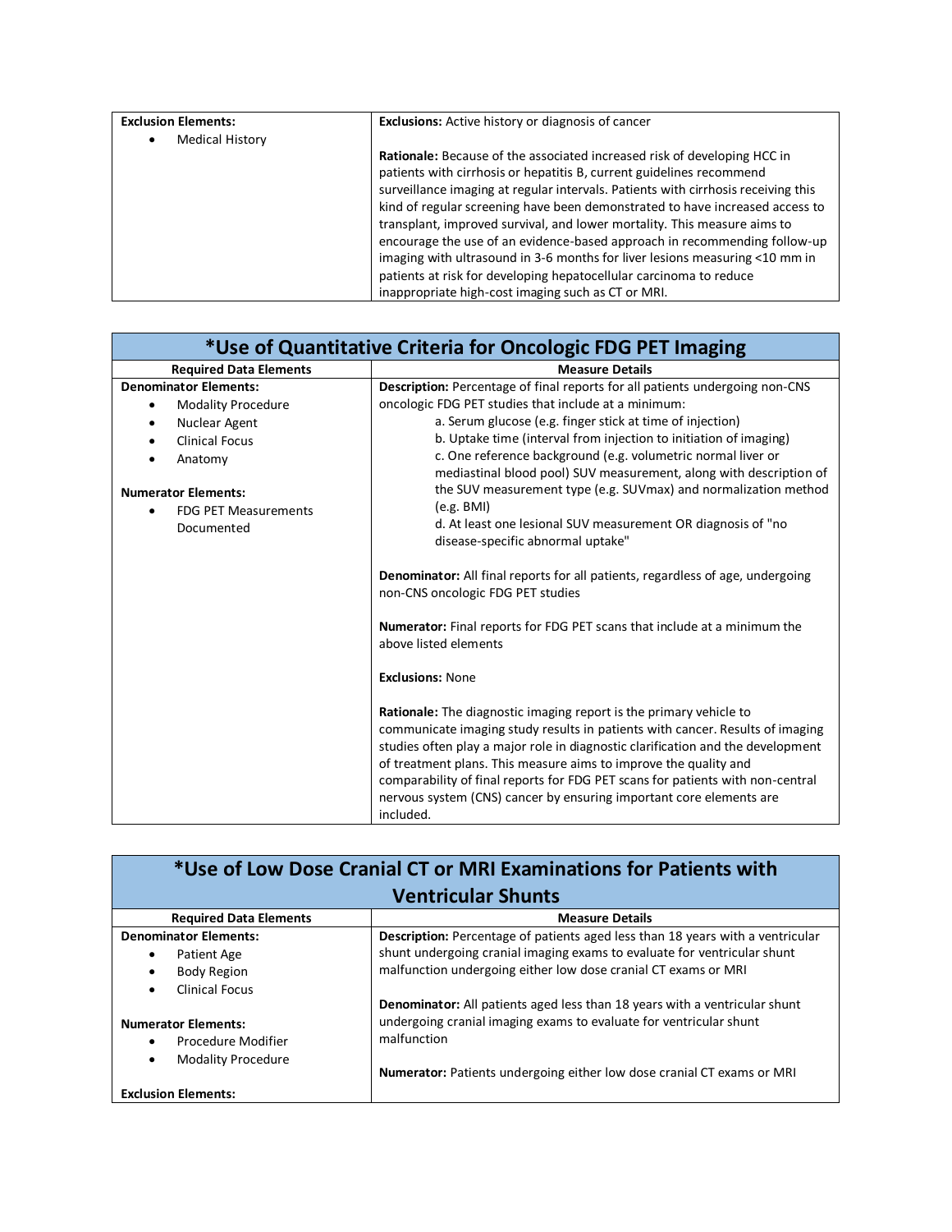| | |
|---|---|
| **Exclusion Elements:**<br>• Medical History | **Exclusions:** Active history or diagnosis of cancer<br><br>**Rationale:** Because of the associated increased risk of developing HCC in patients with cirrhosis or hepatitis B, current guidelines recommend surveillance imaging at regular intervals. Patients with cirrhosis receiving this kind of regular screening have been demonstrated to have increased access to transplant, improved survival, and lower mortality. This measure aims to encourage the use of an evidence-based approach in recommending follow-up imaging with ultrasound in 3-6 months for liver lesions measuring <10 mm in patients at risk for developing hepatocellular carcinoma to reduce inappropriate high-cost imaging such as CT or MRI. |

## *Use of Quantitative Criteria for Oncologic FDG PET Imaging

| Required Data Elements | Measure Details |
|---|---|
| **Denominator Elements:**<br>• Modality Procedure<br>• Nuclear Agent<br>• Clinical Focus<br>• Anatomy<br><br>**Numerator Elements:**<br>• FDG PET Measurements Documented | **Description:** Percentage of final reports for all patients undergoing non-CNS oncologic FDG PET studies that include at a minimum:<br>a. Serum glucose (e.g. finger stick at time of injection)<br>b. Uptake time (interval from injection to initiation of imaging)<br>c. One reference background (e.g. volumetric normal liver or mediastinal blood pool) SUV measurement, along with description of the SUV measurement type (e.g. SUVmax) and normalization method (e.g. BMI)<br>d. At least one lesional SUV measurement OR diagnosis of "no disease-specific abnormal uptake"<br><br>**Denominator:** All final reports for all patients, regardless of age, undergoing non-CNS oncologic FDG PET studies<br><br>**Numerator:** Final reports for FDG PET scans that include at a minimum the above listed elements<br><br>**Exclusions:** None<br><br>**Rationale:** The diagnostic imaging report is the primary vehicle to communicate imaging study results in patients with cancer. Results of imaging studies often play a major role in diagnostic clarification and the development of treatment plans. This measure aims to improve the quality and comparability of final reports for FDG PET scans for patients with non-central nervous system (CNS) cancer by ensuring important core elements are included. |

## *Use of Low Dose Cranial CT or MRI Examinations for Patients with Ventricular Shunts

| Required Data Elements | Measure Details |
|---|---|
| **Denominator Elements:**<br>• Patient Age<br>• Body Region<br>• Clinical Focus<br><br>**Numerator Elements:**<br>• Procedure Modifier<br>• Modality Procedure<br><br>**Exclusion Elements:** | **Description:** Percentage of patients aged less than 18 years with a ventricular shunt undergoing cranial imaging exams to evaluate for ventricular shunt malfunction undergoing either low dose cranial CT exams or MRI<br><br>**Denominator:** All patients aged less than 18 years with a ventricular shunt undergoing cranial imaging exams to evaluate for ventricular shunt malfunction<br><br>**Numerator:** Patients undergoing either low dose cranial CT exams or MRI |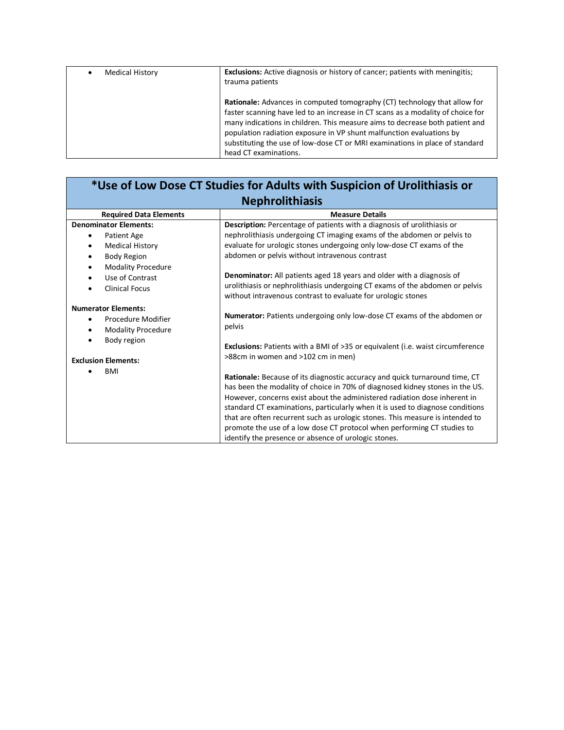| | |
|---|---|
| • Medical History | **Exclusions:** Active diagnosis or history of cancer; patients with meningitis; trauma patients<br><br>**Rationale:** Advances in computed tomography (CT) technology that allow for faster scanning have led to an increase in CT scans as a modality of choice for many indications in children. This measure aims to decrease both patient and population radiation exposure in VP shunt malfunction evaluations by substituting the use of low-dose CT or MRI examinations in place of standard head CT examinations. |

## *Use of Low Dose CT Studies for Adults with Suspicion of Urolithiasis or Nephrolithiasis

| Required Data Elements | Measure Details |
|---|---|
| **Denominator Elements:**<br>• Patient Age<br>• Medical History<br>• Body Region<br>• Modality Procedure<br>• Use of Contrast<br>• Clinical Focus<br><br>**Numerator Elements:**<br>• Procedure Modifier<br>• Modality Procedure<br>• Body region<br><br>**Exclusion Elements:**<br>• BMI | **Description:** Percentage of patients with a diagnosis of urolithiasis or nephrolithiasis undergoing CT imaging exams of the abdomen or pelvis to evaluate for urologic stones undergoing only low-dose CT exams of the abdomen or pelvis without intravenous contrast<br><br>**Denominator:** All patients aged 18 years and older with a diagnosis of urolithiasis or nephrolithiasis undergoing CT exams of the abdomen or pelvis without intravenous contrast to evaluate for urologic stones<br><br>**Numerator:** Patients undergoing only low-dose CT exams of the abdomen or pelvis<br><br>**Exclusions:** Patients with a BMI of >35 or equivalent (i.e. waist circumference >88cm in women and >102 cm in men)<br><br>**Rationale:** Because of its diagnostic accuracy and quick turnaround time, CT has been the modality of choice in 70% of diagnosed kidney stones in the US. However, concerns exist about the administered radiation dose inherent in standard CT examinations, particularly when it is used to diagnose conditions that are often recurrent such as urologic stones. This measure is intended to promote the use of a low dose CT protocol when performing CT studies to identify the presence or absence of urologic stones. |